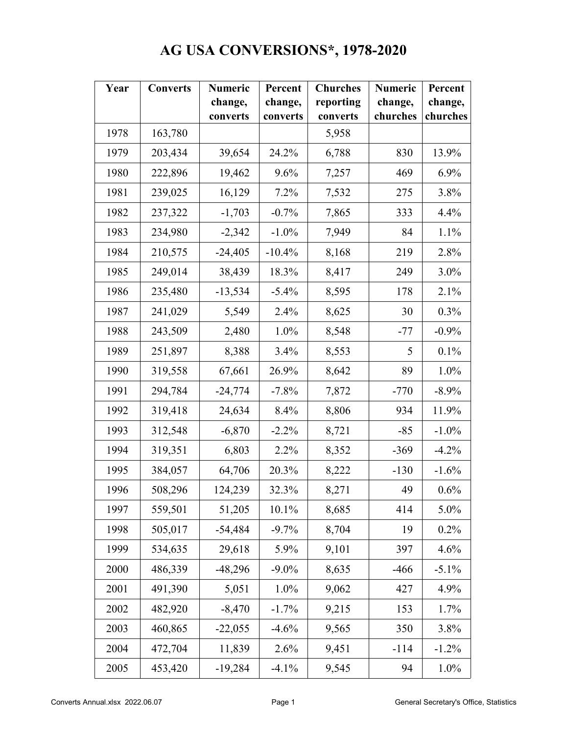# AG USA CONVERSIONS*, 1978-2020

| Year | Converts | Numeric change, converts | Percent change, converts | Churches reporting converts | Numeric change, churches | Percent change, churches |
|---|---|---|---|---|---|---|
| 1978 | 163,780 | | | 5,958 | | |
| 1979 | 203,434 | 39,654 | 24.2% | 6,788 | 830 | 13.9% |
| 1980 | 222,896 | 19,462 | 9.6% | 7,257 | 469 | 6.9% |
| 1981 | 239,025 | 16,129 | 7.2% | 7,532 | 275 | 3.8% |
| 1982 | 237,322 | -1,703 | -0.7% | 7,865 | 333 | 4.4% |
| 1983 | 234,980 | -2,342 | -1.0% | 7,949 | 84 | 1.1% |
| 1984 | 210,575 | -24,405 | -10.4% | 8,168 | 219 | 2.8% |
| 1985 | 249,014 | 38,439 | 18.3% | 8,417 | 249 | 3.0% |
| 1986 | 235,480 | -13,534 | -5.4% | 8,595 | 178 | 2.1% |
| 1987 | 241,029 | 5,549 | 2.4% | 8,625 | 30 | 0.3% |
| 1988 | 243,509 | 2,480 | 1.0% | 8,548 | -77 | -0.9% |
| 1989 | 251,897 | 8,388 | 3.4% | 8,553 | 5 | 0.1% |
| 1990 | 319,558 | 67,661 | 26.9% | 8,642 | 89 | 1.0% |
| 1991 | 294,784 | -24,774 | -7.8% | 7,872 | -770 | -8.9% |
| 1992 | 319,418 | 24,634 | 8.4% | 8,806 | 934 | 11.9% |
| 1993 | 312,548 | -6,870 | -2.2% | 8,721 | -85 | -1.0% |
| 1994 | 319,351 | 6,803 | 2.2% | 8,352 | -369 | -4.2% |
| 1995 | 384,057 | 64,706 | 20.3% | 8,222 | -130 | -1.6% |
| 1996 | 508,296 | 124,239 | 32.3% | 8,271 | 49 | 0.6% |
| 1997 | 559,501 | 51,205 | 10.1% | 8,685 | 414 | 5.0% |
| 1998 | 505,017 | -54,484 | -9.7% | 8,704 | 19 | 0.2% |
| 1999 | 534,635 | 29,618 | 5.9% | 9,101 | 397 | 4.6% |
| 2000 | 486,339 | -48,296 | -9.0% | 8,635 | -466 | -5.1% |
| 2001 | 491,390 | 5,051 | 1.0% | 9,062 | 427 | 4.9% |
| 2002 | 482,920 | -8,470 | -1.7% | 9,215 | 153 | 1.7% |
| 2003 | 460,865 | -22,055 | -4.6% | 9,565 | 350 | 3.8% |
| 2004 | 472,704 | 11,839 | 2.6% | 9,451 | -114 | -1.2% |
| 2005 | 453,420 | -19,284 | -4.1% | 9,545 | 94 | 1.0% |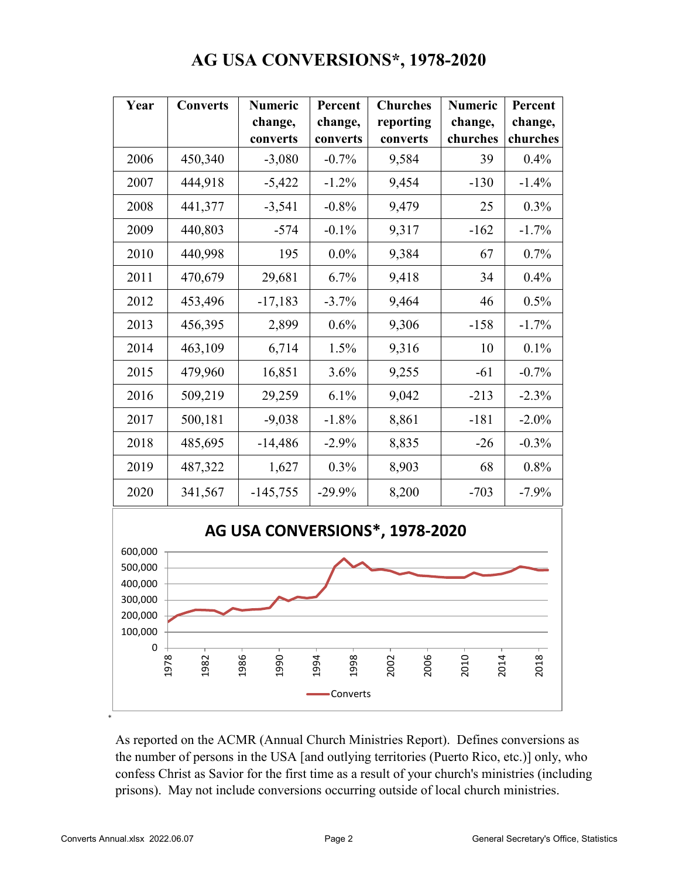# AG USA CONVERSIONS*, 1978-2020

| Year | Converts | Numeric change, converts | Percent change, converts | Churches reporting converts | Numeric change, churches | Percent change, churches |
|---|---|---|---|---|---|---|
| 2006 | 450,340 | -3,080 | -0.7% | 9,584 | 39 | 0.4% |
| 2007 | 444,918 | -5,422 | -1.2% | 9,454 | -130 | -1.4% |
| 2008 | 441,377 | -3,541 | -0.8% | 9,479 | 25 | 0.3% |
| 2009 | 440,803 | -574 | -0.1% | 9,317 | -162 | -1.7% |
| 2010 | 440,998 | 195 | 0.0% | 9,384 | 67 | 0.7% |
| 2011 | 470,679 | 29,681 | 6.7% | 9,418 | 34 | 0.4% |
| 2012 | 453,496 | -17,183 | -3.7% | 9,464 | 46 | 0.5% |
| 2013 | 456,395 | 2,899 | 0.6% | 9,306 | -158 | -1.7% |
| 2014 | 463,109 | 6,714 | 1.5% | 9,316 | 10 | 0.1% |
| 2015 | 479,960 | 16,851 | 3.6% | 9,255 | -61 | -0.7% |
| 2016 | 509,219 | 29,259 | 6.1% | 9,042 | -213 | -2.3% |
| 2017 | 500,181 | -9,038 | -1.8% | 8,861 | -181 | -2.0% |
| 2018 | 485,695 | -14,486 | -2.9% | 8,835 | -26 | -0.3% |
| 2019 | 487,322 | 1,627 | 0.3% | 8,903 | 68 | 0.8% |
| 2020 | 341,567 | -145,755 | -29.9% | 8,200 | -703 | -7.9% |

AG USA CONVERSIONS*, 1978-2020

600,000
500,000
400,000
300,000
200,000
100,000
0

1978
1982
1986
1990
1994
1998
2002
2006
2010
2014
2018

Converts

\* As reported on the ACMR (Annual Church Ministries Report). Defines conversions as the number of persons in the USA [and outlying territories (Puerto Rico, etc.)] only, who confess Christ as Savior for the first time as a result of your church's ministries (including prisons). May not include conversions occurring outside of local church ministries.